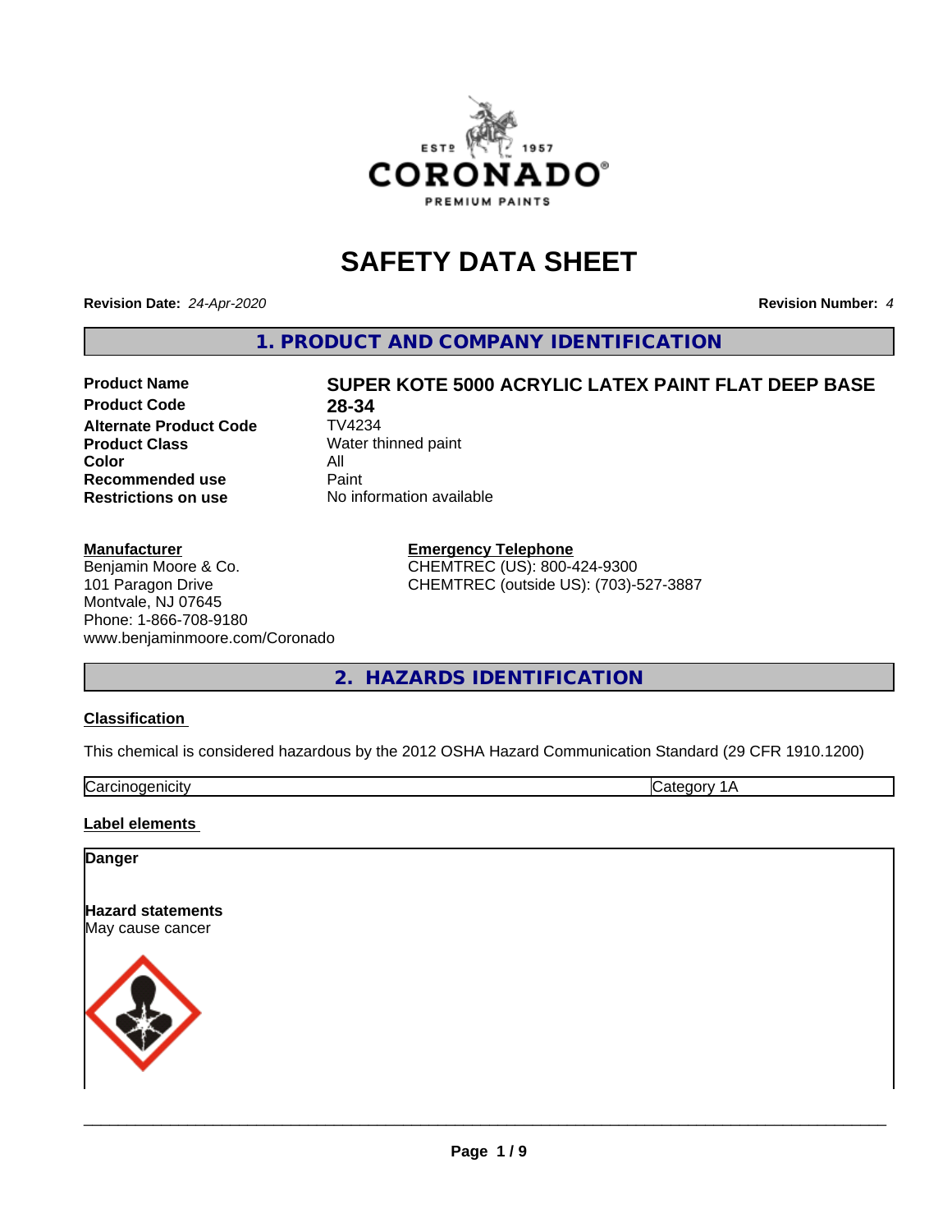# SAFETY DATA SHEET

**Revision Date:** *24-Apr-2020* **Revision Number:** *4*

## 1. PRODUCT AND COMPANY IDENTIFICATION

| | |
|---|---|
| **Product Name** | **SUPER KOTE 5000 ACRYLIC LATEX PAINT FLAT DEEP BASE** |
| **Product Code** | **28-34** |
| **Alternate Product Code** | TV4234 |
| **Product Class** | Water thinned paint |
| **Color** | All |
| **Recommended use** | Paint |
| **Restrictions on use** | No information available |

**Manufacturer**
Benjamin Moore & Co.
101 Paragon Drive
Montvale, NJ 07645
Phone: 1-866-708-9180
www.benjaminmoore.com/Coronado

**Emergency Telephone**
CHEMTREC (US): 800-424-9300
CHEMTREC (outside US): (703)-527-3887

## 2. HAZARDS IDENTIFICATION

**Classification**

This chemical is considered hazardous by the 2012 OSHA Hazard Communication Standard (29 CFR 1910.1200)

| | |
|---|---|
| Carcinogenicity | Category 1A |

**Label elements**

**Danger**

**Hazard statements**
May cause cancer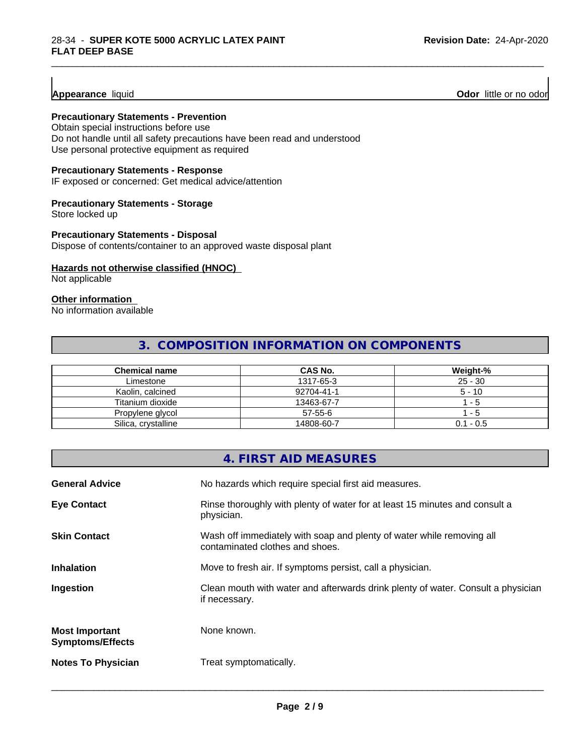**Appearance** liquid **Odor** little or no odor

**Precautionary Statements - Prevention**
Obtain special instructions before use
Do not handle until all safety precautions have been read and understood
Use personal protective equipment as required

**Precautionary Statements - Response**
IF exposed or concerned: Get medical advice/attention

**Precautionary Statements - Storage**
Store locked up

**Precautionary Statements - Disposal**
Dispose of contents/container to an approved waste disposal plant

**Hazards not otherwise classified (HNOC)**
Not applicable

**Other information**
No information available

## 3. COMPOSITION INFORMATION ON COMPONENTS

| Chemical name | CAS No. | Weight-% |
|---|---|---|
| Limestone | 1317-65-3 | 25 - 30 |
| Kaolin, calcined | 92704-41-1 | 5 - 10 |
| Titanium dioxide | 13463-67-7 | 1 - 5 |
| Propylene glycol | 57-55-6 | 1 - 5 |
| Silica, crystalline | 14808-60-7 | 0.1 - 0.5 |

## 4. FIRST AID MEASURES

**General Advice** No hazards which require special first aid measures.

**Eye Contact** Rinse thoroughly with plenty of water for at least 15 minutes and consult a physician.

**Skin Contact** Wash off immediately with soap and plenty of water while removing all contaminated clothes and shoes.

**Inhalation** Move to fresh air. If symptoms persist, call a physician.

**Ingestion** Clean mouth with water and afterwards drink plenty of water. Consult a physician if necessary.

**Most Important Symptoms/Effects** None known.

**Notes To Physician** Treat symptomatically.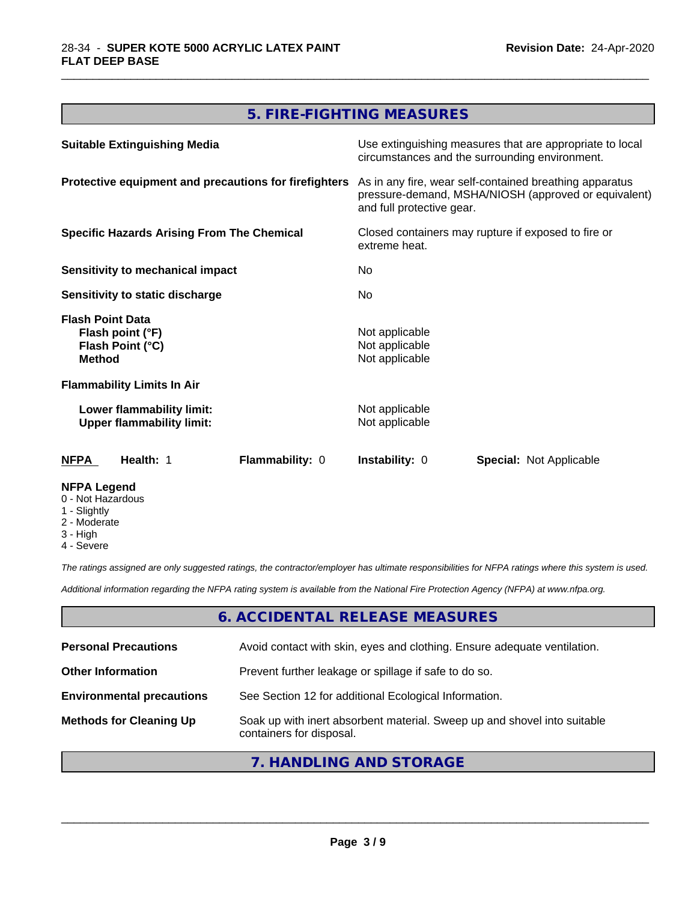## 5. FIRE-FIGHTING MEASURES

| | |
|---|---|
| **Suitable Extinguishing Media** | Use extinguishing measures that are appropriate to local circumstances and the surrounding environment. |
| **Protective equipment and precautions for firefighters** | As in any fire, wear self-contained breathing apparatus pressure-demand, MSHA/NIOSH (approved or equivalent) and full protective gear. |
| **Specific Hazards Arising From The Chemical** | Closed containers may rupture if exposed to fire or extreme heat. |
| **Sensitivity to mechanical impact** | No |
| **Sensitivity to static discharge** | No |

**Flash Point Data**

| | |
|---|---|
| **Flash point (°F)** | Not applicable |
| **Flash Point (°C)** | Not applicable |
| **Method** | Not applicable |

**Flammability Limits In Air**

| | |
|---|---|
| **Lower flammability limit:** | Not applicable |
| **Upper flammability limit:** | Not applicable |

| **NFPA** | **Health:** 1 | **Flammability:** 0 | **Instability:** 0 | **Special:** Not Applicable |
|---|---|---|---|---|

**NFPA Legend**
- 0 - Not Hazardous
- 1 - Slightly
- 2 - Moderate
- 3 - High
- 4 - Severe

*The ratings assigned are only suggested ratings, the contractor/employer has ultimate responsibilities for NFPA ratings where this system is used.*

*Additional information regarding the NFPA rating system is available from the National Fire Protection Agency (NFPA) at www.nfpa.org.*

## 6. ACCIDENTAL RELEASE MEASURES

| | |
|---|---|
| **Personal Precautions** | Avoid contact with skin, eyes and clothing. Ensure adequate ventilation. |
| **Other Information** | Prevent further leakage or spillage if safe to do so. |
| **Environmental precautions** | See Section 12 for additional Ecological Information. |
| **Methods for Cleaning Up** | Soak up with inert absorbent material. Sweep up and shovel into suitable containers for disposal. |

## 7. HANDLING AND STORAGE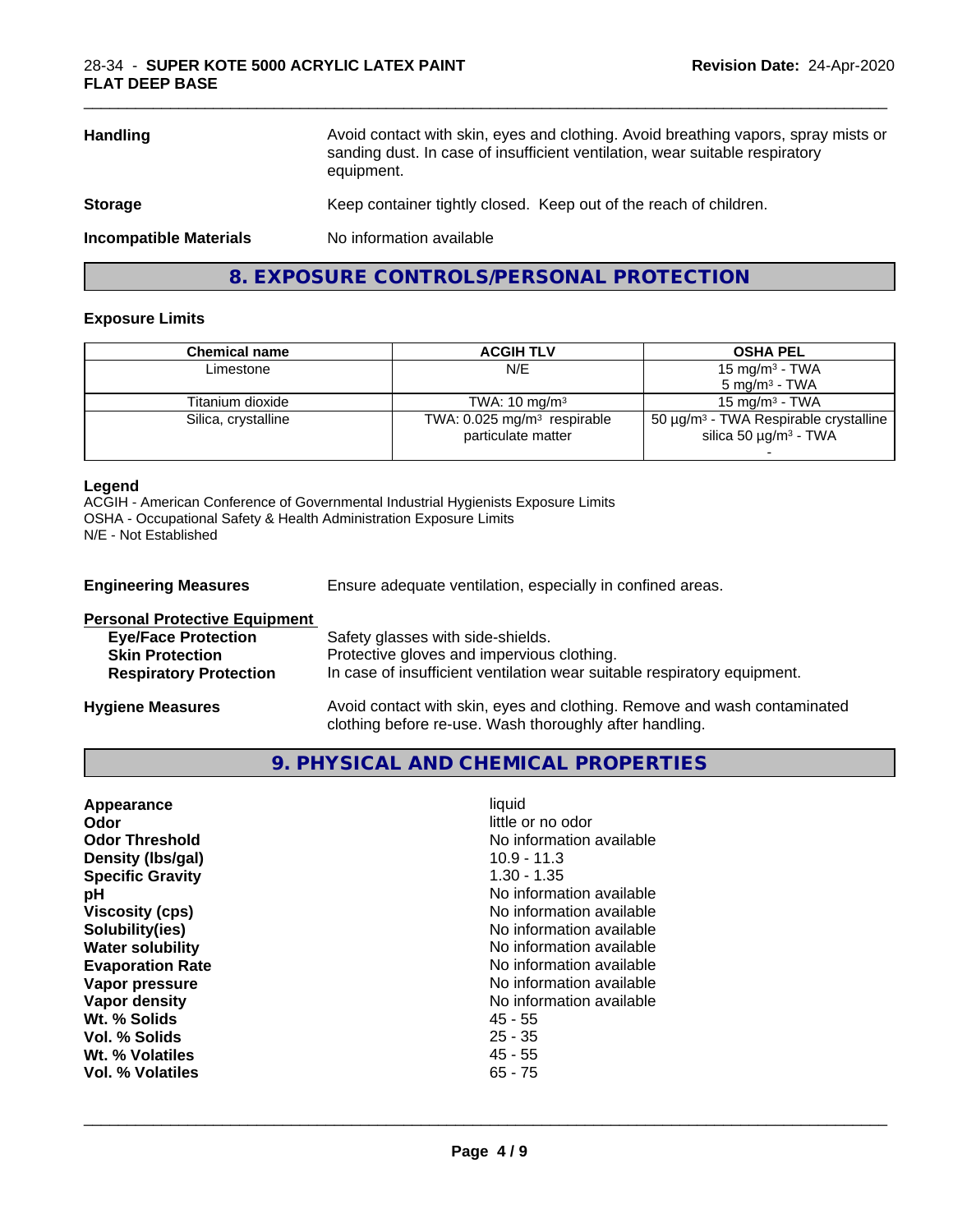| | |
|---|---|
| **Handling** | Avoid contact with skin, eyes and clothing. Avoid breathing vapors, spray mists or sanding dust. In case of insufficient ventilation, wear suitable respiratory equipment. |
| **Storage** | Keep container tightly closed. Keep out of the reach of children. |
| **Incompatible Materials** | No information available |

## 8. EXPOSURE CONTROLS/PERSONAL PROTECTION

### Exposure Limits

| Chemical name | ACGIH TLV | OSHA PEL |
|---|---|---|
| Limestone | N/E | 15 mg/m³ - TWA<br>5 mg/m³ - TWA |
| Titanium dioxide | TWA: 10 mg/m³ | 15 mg/m³ - TWA |
| Silica, crystalline | TWA: 0.025 mg/m³ respirable particulate matter | 50 µg/m³ - TWA Respirable crystalline silica 50 µg/m³ - TWA<br>- |

**Legend**
ACGIH - American Conference of Governmental Industrial Hygienists Exposure Limits
OSHA - Occupational Safety & Health Administration Exposure Limits
N/E - Not Established

**Engineering Measures** Ensure adequate ventilation, especially in confined areas.

**Personal Protective Equipment**

- **Eye/Face Protection** Safety glasses with side-shields.
- **Skin Protection** Protective gloves and impervious clothing.
- **Respiratory Protection** In case of insufficient ventilation wear suitable respiratory equipment.

**Hygiene Measures** Avoid contact with skin, eyes and clothing. Remove and wash contaminated clothing before re-use. Wash thoroughly after handling.

## 9. PHYSICAL AND CHEMICAL PROPERTIES

| | |
|---|---|
| **Appearance** | liquid |
| **Odor** | little or no odor |
| **Odor Threshold** | No information available |
| **Density (lbs/gal)** | 10.9 - 11.3 |
| **Specific Gravity** | 1.30 - 1.35 |
| **pH** | No information available |
| **Viscosity (cps)** | No information available |
| **Solubility(ies)** | No information available |
| **Water solubility** | No information available |
| **Evaporation Rate** | No information available |
| **Vapor pressure** | No information available |
| **Vapor density** | No information available |
| **Wt. % Solids** | 45 - 55 |
| **Vol. % Solids** | 25 - 35 |
| **Wt. % Volatiles** | 45 - 55 |
| **Vol. % Volatiles** | 65 - 75 |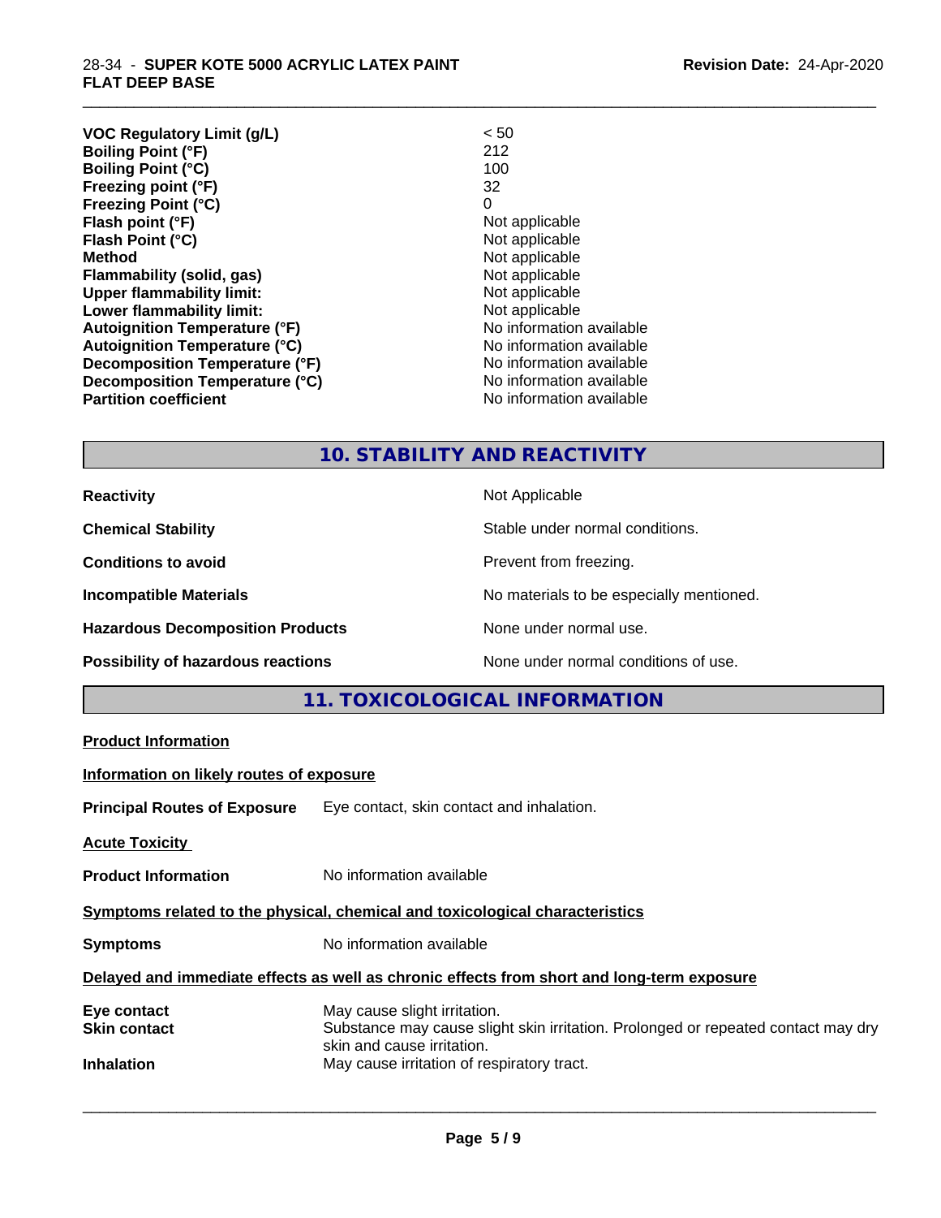| | |
|---|---|
| **VOC Regulatory Limit (g/L)** | < 50 |
| **Boiling Point (°F)** | 212 |
| **Boiling Point (°C)** | 100 |
| **Freezing point (°F)** | 32 |
| **Freezing Point (°C)** | 0 |
| **Flash point (°F)** | Not applicable |
| **Flash Point (°C)** | Not applicable |
| **Method** | Not applicable |
| **Flammability (solid, gas)** | Not applicable |
| **Upper flammability limit:** | Not applicable |
| **Lower flammability limit:** | Not applicable |
| **Autoignition Temperature (°F)** | No information available |
| **Autoignition Temperature (°C)** | No information available |
| **Decomposition Temperature (°F)** | No information available |
| **Decomposition Temperature (°C)** | No information available |
| **Partition coefficient** | No information available |

## 10. STABILITY AND REACTIVITY

| | |
|---|---|
| **Reactivity** | Not Applicable |
| **Chemical Stability** | Stable under normal conditions. |
| **Conditions to avoid** | Prevent from freezing. |
| **Incompatible Materials** | No materials to be especially mentioned. |
| **Hazardous Decomposition Products** | None under normal use. |
| **Possibility of hazardous reactions** | None under normal conditions of use. |

## 11. TOXICOLOGICAL INFORMATION

**Product Information**

**Information on likely routes of exposure**

**Principal Routes of Exposure** Eye contact, skin contact and inhalation.

**Acute Toxicity**

**Product Information** No information available

**Symptoms related to the physical, chemical and toxicological characteristics**

**Symptoms** No information available

**Delayed and immediate effects as well as chronic effects from short and long-term exposure**

| | |
|---|---|
| **Eye contact** | May cause slight irritation. |
| **Skin contact** | Substance may cause slight skin irritation. Prolonged or repeated contact may dry skin and cause irritation. |
| **Inhalation** | May cause irritation of respiratory tract. |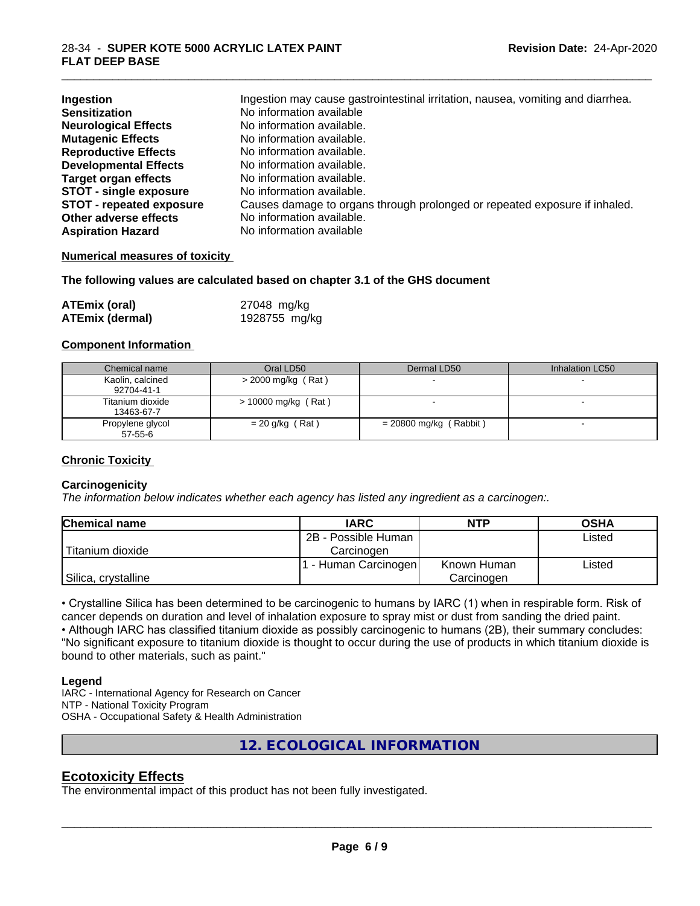| | |
|---|---|
| **Ingestion** | Ingestion may cause gastrointestinal irritation, nausea, vomiting and diarrhea. |
| **Sensitization** | No information available |
| **Neurological Effects** | No information available. |
| **Mutagenic Effects** | No information available. |
| **Reproductive Effects** | No information available. |
| **Developmental Effects** | No information available. |
| **Target organ effects** | No information available. |
| **STOT - single exposure** | No information available. |
| **STOT - repeated exposure** | Causes damage to organs through prolonged or repeated exposure if inhaled. |
| **Other adverse effects** | No information available. |
| **Aspiration Hazard** | No information available |

**Numerical measures of toxicity**

**The following values are calculated based on chapter 3.1 of the GHS document**

| | |
|---|---|
| **ATEmix (oral)** | 27048 mg/kg |
| **ATEmix (dermal)** | 1928755 mg/kg |

**Component Information**

| Chemical name | Oral LD50 | Dermal LD50 | Inhalation LC50 |
|---|---|---|---|
| Kaolin, calcined 92704-41-1 | > 2000 mg/kg ( Rat ) | - | - |
| Titanium dioxide 13463-67-7 | > 10000 mg/kg ( Rat ) | - | - |
| Propylene glycol 57-55-6 | = 20 g/kg ( Rat ) | = 20800 mg/kg ( Rabbit ) | - |

**Chronic Toxicity**

**Carcinogenicity**

*The information below indicates whether each agency has listed any ingredient as a carcinogen:.*

| Chemical name | IARC | NTP | OSHA |
|---|---|---|---|
| Titanium dioxide | 2B - Possible Human Carcinogen | | Listed |
| Silica, crystalline | 1 - Human Carcinogen | Known Human Carcinogen | Listed |

• Crystalline Silica has been determined to be carcinogenic to humans by IARC (1) when in respirable form. Risk of cancer depends on duration and level of inhalation exposure to spray mist or dust from sanding the dried paint.
• Although IARC has classified titanium dioxide as possibly carcinogenic to humans (2B), their summary concludes: "No significant exposure to titanium dioxide is thought to occur during the use of products in which titanium dioxide is bound to other materials, such as paint."

**Legend**

IARC - International Agency for Research on Cancer
NTP - National Toxicity Program
OSHA - Occupational Safety & Health Administration

## 12. ECOLOGICAL INFORMATION

## Ecotoxicity Effects

The environmental impact of this product has not been fully investigated.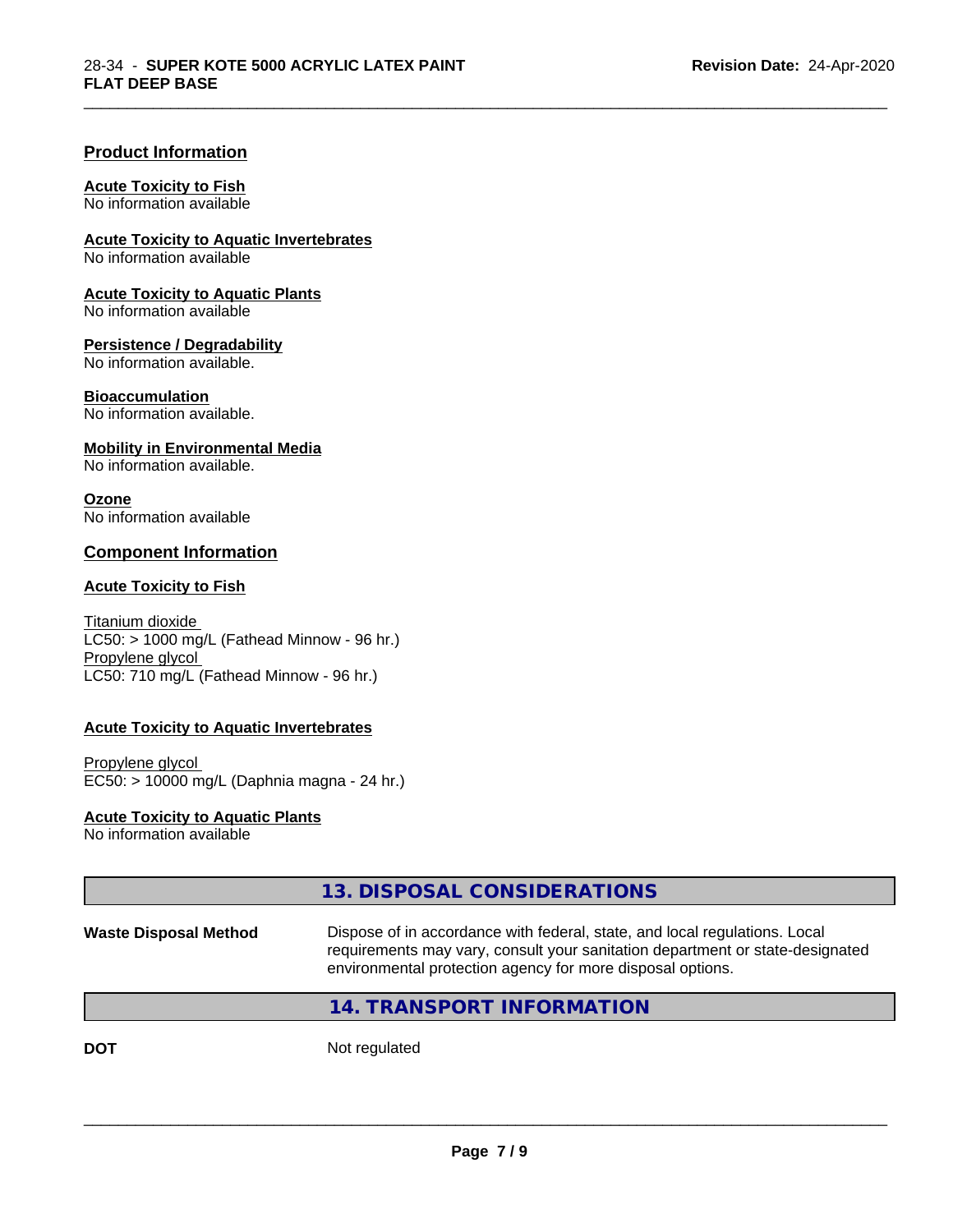## Product Information

**Acute Toxicity to Fish**
No information available

**Acute Toxicity to Aquatic Invertebrates**
No information available

**Acute Toxicity to Aquatic Plants**
No information available

**Persistence / Degradability**
No information available.

**Bioaccumulation**
No information available.

**Mobility in Environmental Media**
No information available.

**Ozone**
No information available

## Component Information

**Acute Toxicity to Fish**

Titanium dioxide
LC50: > 1000 mg/L (Fathead Minnow - 96 hr.)
Propylene glycol
LC50: 710 mg/L (Fathead Minnow - 96 hr.)

**Acute Toxicity to Aquatic Invertebrates**

Propylene glycol
EC50: > 10000 mg/L (Daphnia magna - 24 hr.)

**Acute Toxicity to Aquatic Plants**
No information available

## 13. DISPOSAL CONSIDERATIONS

**Waste Disposal Method** Dispose of in accordance with federal, state, and local regulations. Local requirements may vary, consult your sanitation department or state-designated environmental protection agency for more disposal options.

## 14. TRANSPORT INFORMATION

**DOT** Not regulated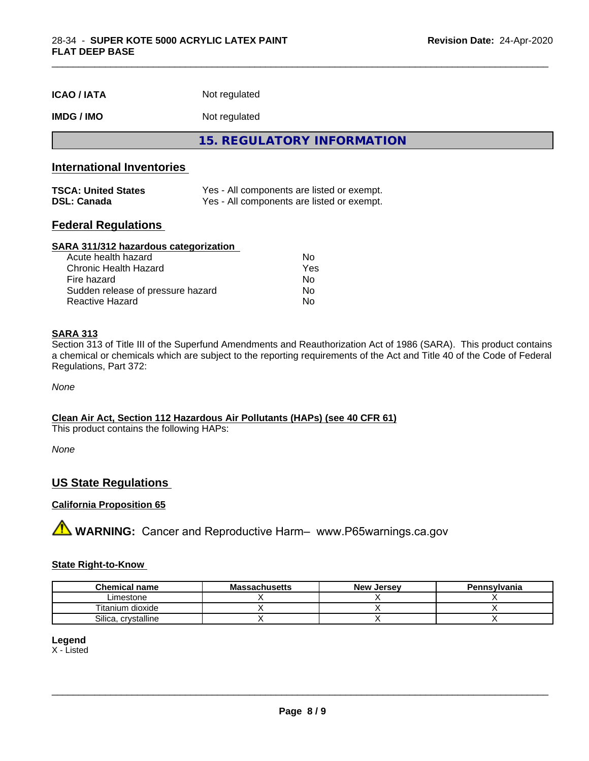| | |
|---|---|
| **ICAO / IATA** | Not regulated |
| **IMDG / IMO** | Not regulated |

## 15. REGULATORY INFORMATION

### International Inventories

| | |
|---|---|
| **TSCA: United States** | Yes - All components are listed or exempt. |
| **DSL: Canada** | Yes - All components are listed or exempt. |

### Federal Regulations

**SARA 311/312 hazardous categorization**

| | |
|---|---|
| Acute health hazard | No |
| Chronic Health Hazard | Yes |
| Fire hazard | No |
| Sudden release of pressure hazard | No |
| Reactive Hazard | No |

**SARA 313**

Section 313 of Title III of the Superfund Amendments and Reauthorization Act of 1986 (SARA). This product contains a chemical or chemicals which are subject to the reporting requirements of the Act and Title 40 of the Code of Federal Regulations, Part 372:

*None*

**Clean Air Act, Section 112 Hazardous Air Pollutants (HAPs) (see 40 CFR 61)**

This product contains the following HAPs:

*None*

### US State Regulations

**California Proposition 65**

⚠ **WARNING:** Cancer and Reproductive Harm– www.P65warnings.ca.gov

**State Right-to-Know**

| Chemical name | Massachusetts | New Jersey | Pennsylvania |
|---|---|---|---|
| Limestone | X | X | X |
| Titanium dioxide | X | X | X |
| Silica, crystalline | X | X | X |

**Legend**

X - Listed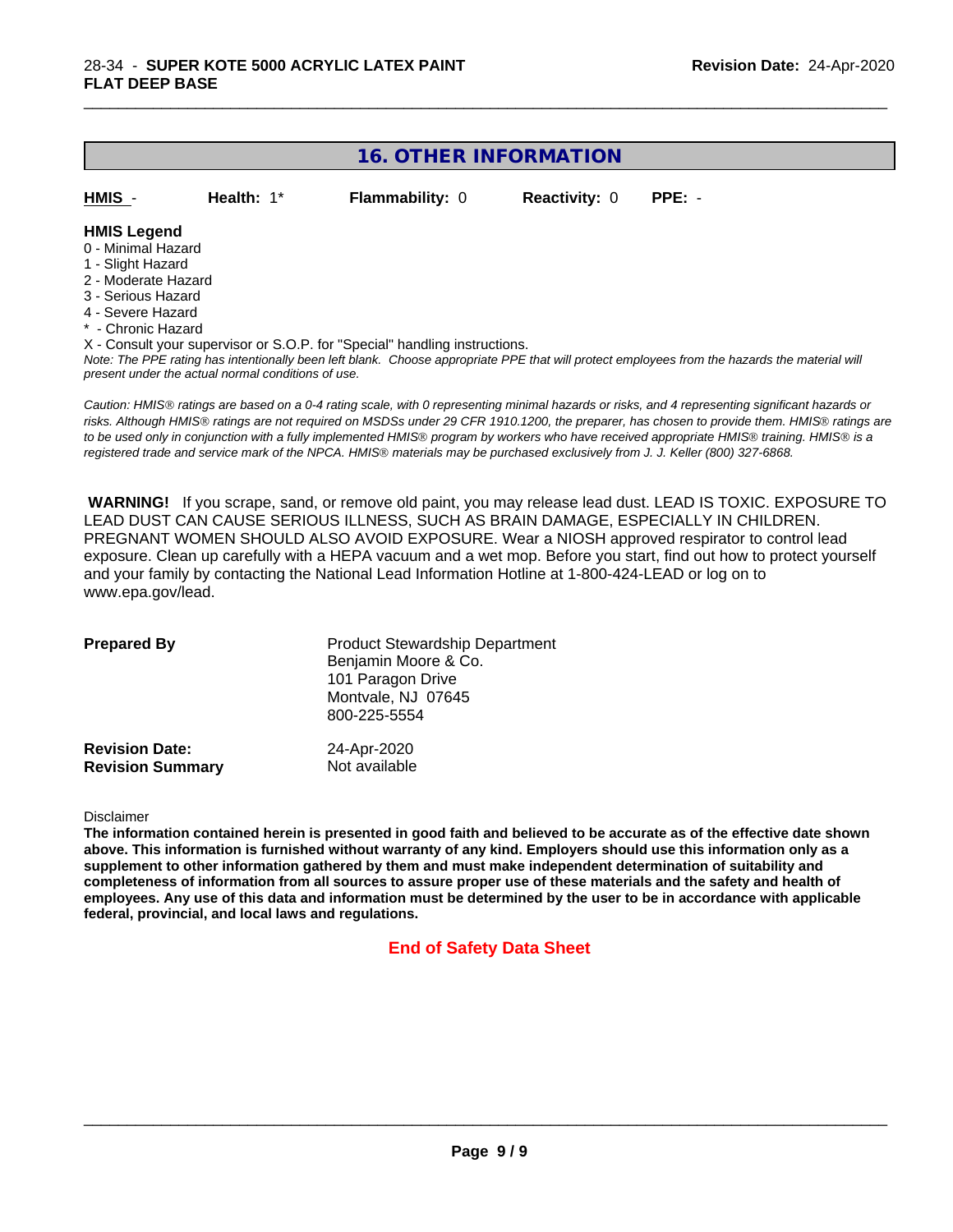## 16. OTHER INFORMATION

| HMIS - | Health: 1* | Flammability: 0 | Reactivity: 0 | PPE: - |
|---|---|---|---|---|

**HMIS Legend**

0 - Minimal Hazard
1 - Slight Hazard
2 - Moderate Hazard
3 - Serious Hazard
4 - Severe Hazard
* - Chronic Hazard
X - Consult your supervisor or S.O.P. for "Special" handling instructions.

*Note: The PPE rating has intentionally been left blank. Choose appropriate PPE that will protect employees from the hazards the material will present under the actual normal conditions of use.*

*Caution: HMIS® ratings are based on a 0-4 rating scale, with 0 representing minimal hazards or risks, and 4 representing significant hazards or risks. Although HMIS® ratings are not required on MSDSs under 29 CFR 1910.1200, the preparer, has chosen to provide them. HMIS® ratings are to be used only in conjunction with a fully implemented HMIS® program by workers who have received appropriate HMIS® training. HMIS® is a registered trade and service mark of the NPCA. HMIS® materials may be purchased exclusively from J. J. Keller (800) 327-6868.*

**WARNING!** If you scrape, sand, or remove old paint, you may release lead dust. LEAD IS TOXIC. EXPOSURE TO LEAD DUST CAN CAUSE SERIOUS ILLNESS, SUCH AS BRAIN DAMAGE, ESPECIALLY IN CHILDREN. PREGNANT WOMEN SHOULD ALSO AVOID EXPOSURE. Wear a NIOSH approved respirator to control lead exposure. Clean up carefully with a HEPA vacuum and a wet mop. Before you start, find out how to protect yourself and your family by contacting the National Lead Information Hotline at 1-800-424-LEAD or log on to www.epa.gov/lead.

**Prepared By**
Product Stewardship Department
Benjamin Moore & Co.
101 Paragon Drive
Montvale, NJ 07645
800-225-5554

**Revision Date:** 24-Apr-2020
**Revision Summary** Not available

Disclaimer

**The information contained herein is presented in good faith and believed to be accurate as of the effective date shown above. This information is furnished without warranty of any kind. Employers should use this information only as a supplement to other information gathered by them and must make independent determination of suitability and completeness of information from all sources to assure proper use of these materials and the safety and health of employees. Any use of this data and information must be determined by the user to be in accordance with applicable federal, provincial, and local laws and regulations.**

**End of Safety Data Sheet**